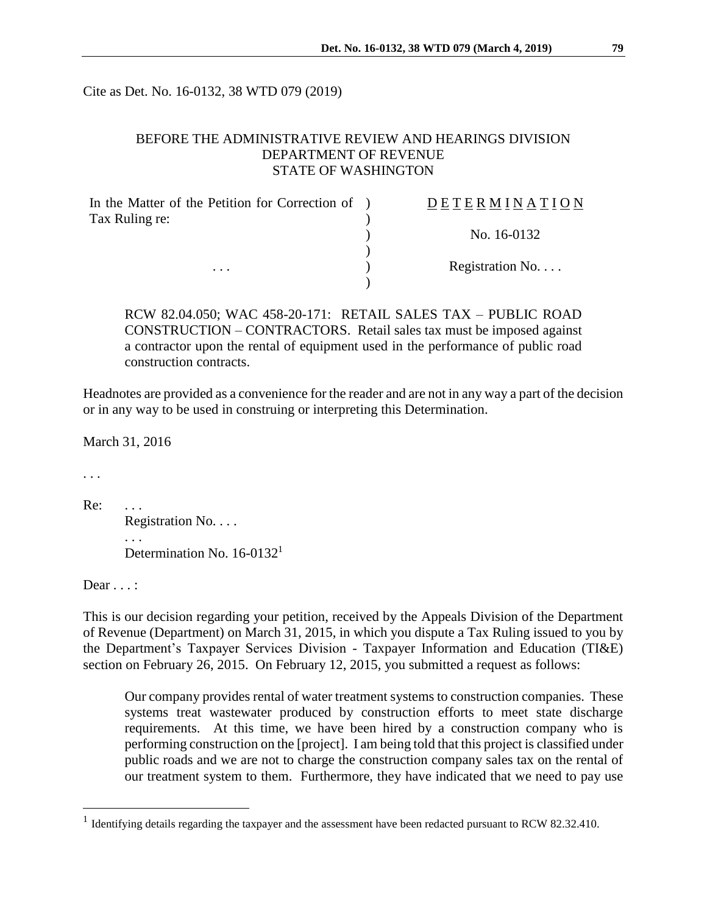Cite as Det. No. 16-0132, 38 WTD 079 (2019)

BEFORE THE ADMINISTRATIVE REVIEW AND HEARINGS DIVISION
DEPARTMENT OF REVENUE
STATE OF WASHINGTON

| | | |
|---|---|---|
| In the Matter of the Petition for Correction of Tax Ruling re: | ) | D E T E R M I N A T I O N |
| | ) | No. 16-0132 |
| . . . | ) | Registration No. . . . |

RCW 82.04.050; WAC 458-20-171: RETAIL SALES TAX – PUBLIC ROAD CONSTRUCTION – CONTRACTORS. Retail sales tax must be imposed against a contractor upon the rental of equipment used in the performance of public road construction contracts.

Headnotes are provided as a convenience for the reader and are not in any way a part of the decision or in any way to be used in construing or interpreting this Determination.

March 31, 2016

. . .

Re: . . .
Registration No. . . .
. . .
Determination No. 16-0132[1]

Dear . . . :

This is our decision regarding your petition, received by the Appeals Division of the Department of Revenue (Department) on March 31, 2015, in which you dispute a Tax Ruling issued to you by the Department's Taxpayer Services Division - Taxpayer Information and Education (TI&E) section on February 26, 2015. On February 12, 2015, you submitted a request as follows:

> Our company provides rental of water treatment systems to construction companies. These systems treat wastewater produced by construction efforts to meet state discharge requirements. At this time, we have been hired by a construction company who is performing construction on the [project]. I am being told that this project is classified under public roads and we are not to charge the construction company sales tax on the rental of our treatment system to them. Furthermore, they have indicated that we need to pay use

[1] Identifying details regarding the taxpayer and the assessment have been redacted pursuant to RCW 82.32.410.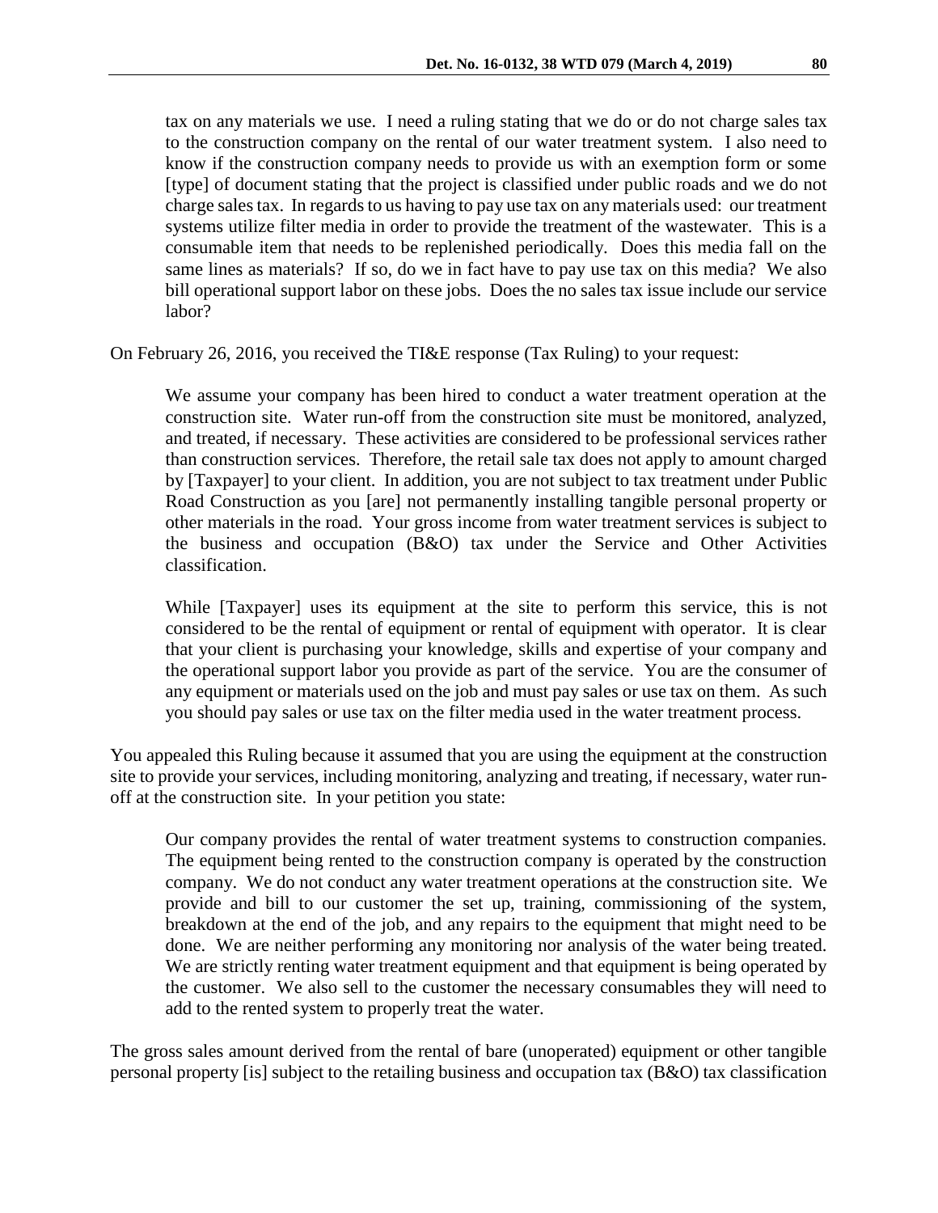> tax on any materials we use. I need a ruling stating that we do or do not charge sales tax to the construction company on the rental of our water treatment system. I also need to know if the construction company needs to provide us with an exemption form or some [type] of document stating that the project is classified under public roads and we do not charge sales tax. In regards to us having to pay use tax on any materials used: our treatment systems utilize filter media in order to provide the treatment of the wastewater. This is a consumable item that needs to be replenished periodically. Does this media fall on the same lines as materials? If so, do we in fact have to pay use tax on this media? We also bill operational support labor on these jobs. Does the no sales tax issue include our service labor?

On February 26, 2016, you received the TI&E response (Tax Ruling) to your request:

> We assume your company has been hired to conduct a water treatment operation at the construction site. Water run-off from the construction site must be monitored, analyzed, and treated, if necessary. These activities are considered to be professional services rather than construction services. Therefore, the retail sale tax does not apply to amount charged by [Taxpayer] to your client. In addition, you are not subject to tax treatment under Public Road Construction as you [are] not permanently installing tangible personal property or other materials in the road. Your gross income from water treatment services is subject to the business and occupation (B&O) tax under the Service and Other Activities classification.
>
> While [Taxpayer] uses its equipment at the site to perform this service, this is not considered to be the rental of equipment or rental of equipment with operator. It is clear that your client is purchasing your knowledge, skills and expertise of your company and the operational support labor you provide as part of the service. You are the consumer of any equipment or materials used on the job and must pay sales or use tax on them. As such you should pay sales or use tax on the filter media used in the water treatment process.

You appealed this Ruling because it assumed that you are using the equipment at the construction site to provide your services, including monitoring, analyzing and treating, if necessary, water run-off at the construction site. In your petition you state:

> Our company provides the rental of water treatment systems to construction companies. The equipment being rented to the construction company is operated by the construction company. We do not conduct any water treatment operations at the construction site. We provide and bill to our customer the set up, training, commissioning of the system, breakdown at the end of the job, and any repairs to the equipment that might need to be done. We are neither performing any monitoring nor analysis of the water being treated. We are strictly renting water treatment equipment and that equipment is being operated by the customer. We also sell to the customer the necessary consumables they will need to add to the rented system to properly treat the water.

The gross sales amount derived from the rental of bare (unoperated) equipment or other tangible personal property [is] subject to the retailing business and occupation tax (B&O) tax classification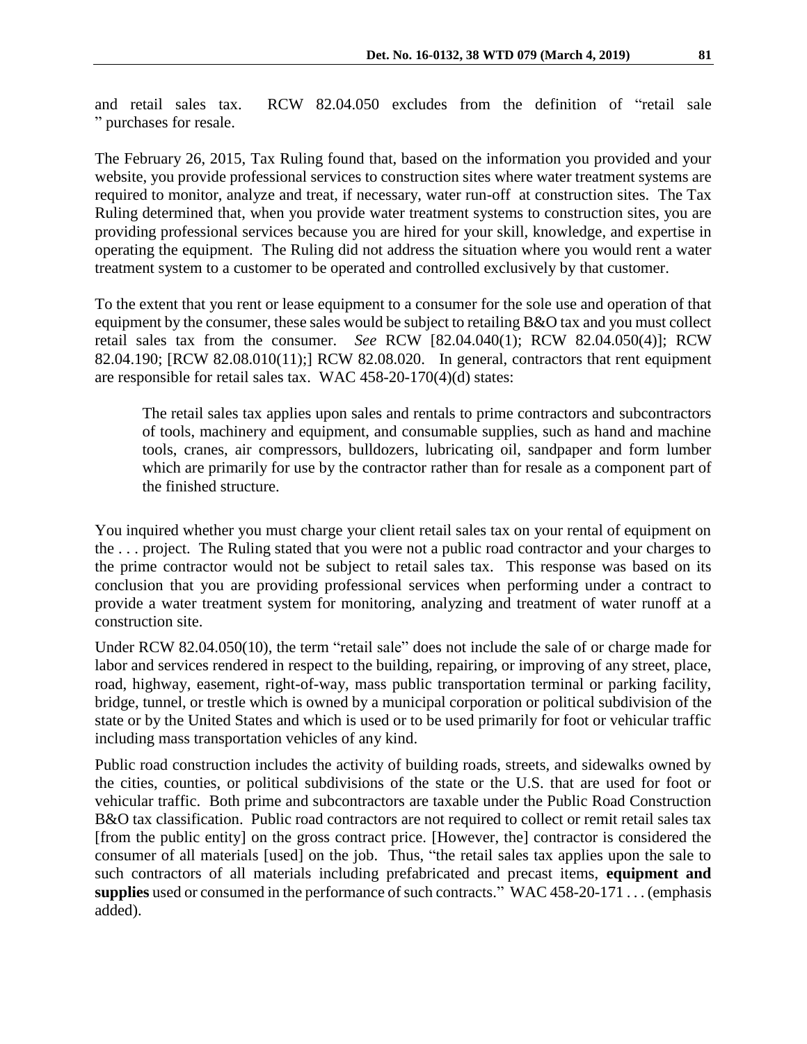and retail sales tax. RCW 82.04.050 excludes from the definition of "retail sale " purchases for resale.

The February 26, 2015, Tax Ruling found that, based on the information you provided and your website, you provide professional services to construction sites where water treatment systems are required to monitor, analyze and treat, if necessary, water run-off at construction sites. The Tax Ruling determined that, when you provide water treatment systems to construction sites, you are providing professional services because you are hired for your skill, knowledge, and expertise in operating the equipment. The Ruling did not address the situation where you would rent a water treatment system to a customer to be operated and controlled exclusively by that customer.

To the extent that you rent or lease equipment to a consumer for the sole use and operation of that equipment by the consumer, these sales would be subject to retailing B&O tax and you must collect retail sales tax from the consumer. *See* RCW [82.04.040(1); RCW 82.04.050(4)]; RCW 82.04.190; [RCW 82.08.010(11);] RCW 82.08.020. In general, contractors that rent equipment are responsible for retail sales tax. WAC 458-20-170(4)(d) states:

> The retail sales tax applies upon sales and rentals to prime contractors and subcontractors of tools, machinery and equipment, and consumable supplies, such as hand and machine tools, cranes, air compressors, bulldozers, lubricating oil, sandpaper and form lumber which are primarily for use by the contractor rather than for resale as a component part of the finished structure.

You inquired whether you must charge your client retail sales tax on your rental of equipment on the . . . project. The Ruling stated that you were not a public road contractor and your charges to the prime contractor would not be subject to retail sales tax. This response was based on its conclusion that you are providing professional services when performing under a contract to provide a water treatment system for monitoring, analyzing and treatment of water runoff at a construction site.

Under RCW 82.04.050(10), the term "retail sale" does not include the sale of or charge made for labor and services rendered in respect to the building, repairing, or improving of any street, place, road, highway, easement, right-of-way, mass public transportation terminal or parking facility, bridge, tunnel, or trestle which is owned by a municipal corporation or political subdivision of the state or by the United States and which is used or to be used primarily for foot or vehicular traffic including mass transportation vehicles of any kind.

Public road construction includes the activity of building roads, streets, and sidewalks owned by the cities, counties, or political subdivisions of the state or the U.S. that are used for foot or vehicular traffic. Both prime and subcontractors are taxable under the Public Road Construction B&O tax classification. Public road contractors are not required to collect or remit retail sales tax [from the public entity] on the gross contract price. [However, the] contractor is considered the consumer of all materials [used] on the job. Thus, "the retail sales tax applies upon the sale to such contractors of all materials including prefabricated and precast items, **equipment and supplies** used or consumed in the performance of such contracts." WAC 458-20-171 . . . (emphasis added).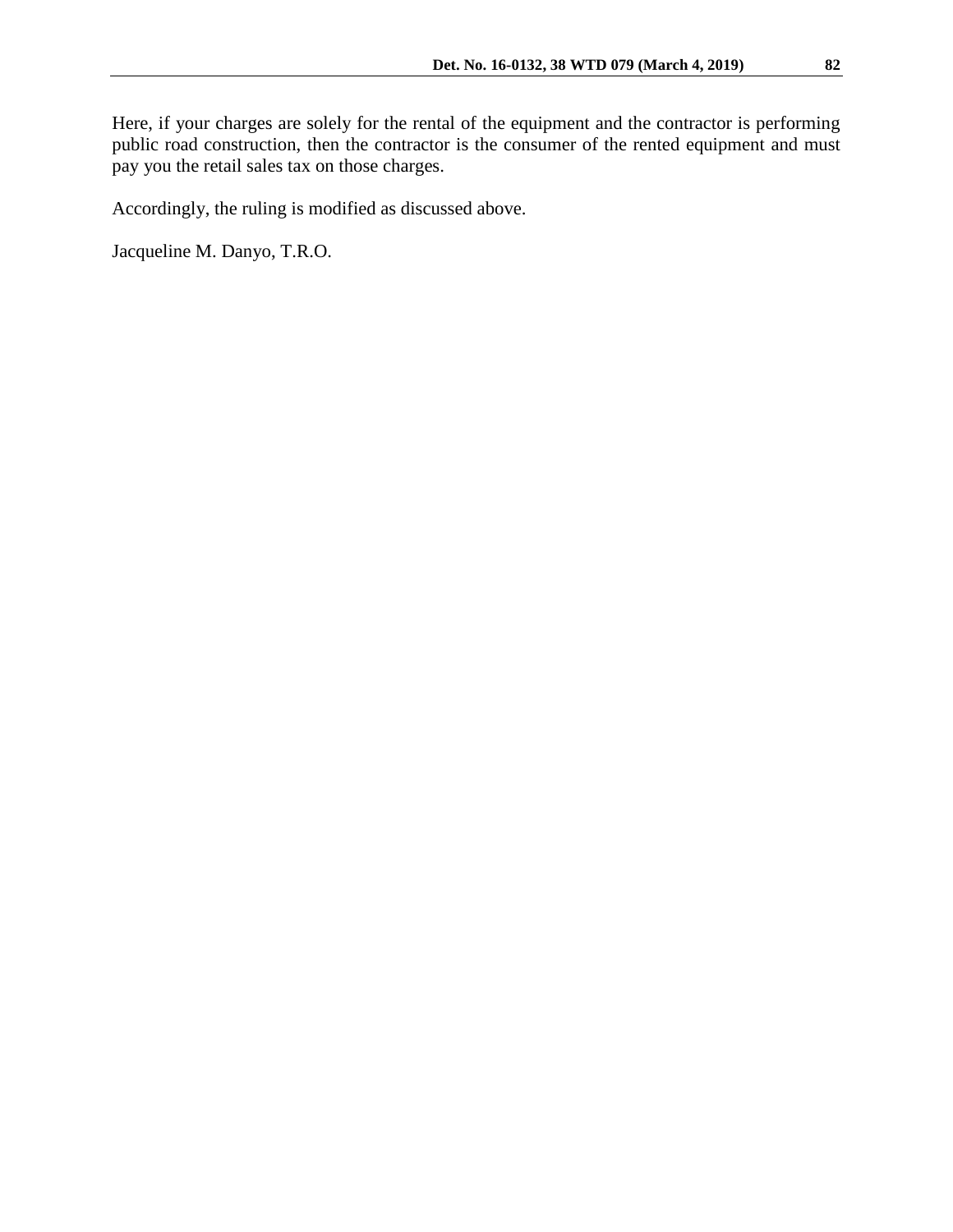Here, if your charges are solely for the rental of the equipment and the contractor is performing public road construction, then the contractor is the consumer of the rented equipment and must pay you the retail sales tax on those charges.

Accordingly, the ruling is modified as discussed above.

Jacqueline M. Danyo, T.R.O.